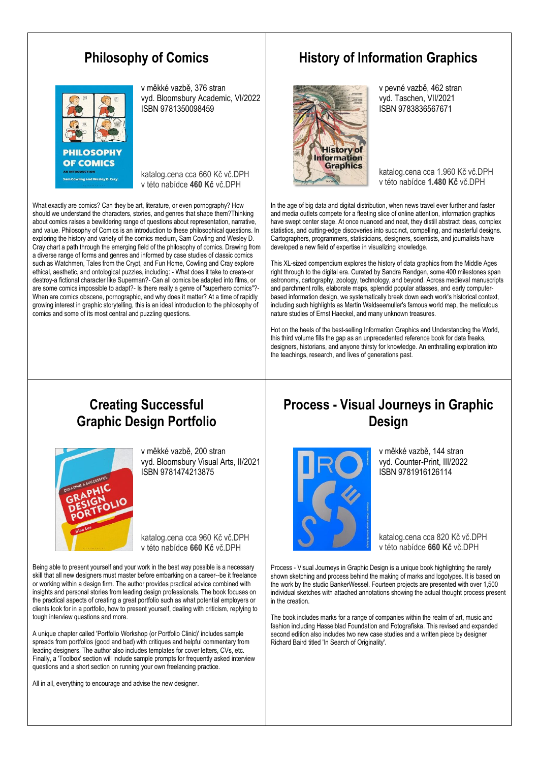## Philosophy of Comics

v měkké vazbě, 376 stran
vyd. Bloomsbury Academic, VI/2022
ISBN 9781350098459

katalog.cena cca 660 Kč vč.DPH
v této nabídce **460 Kč** vč.DPH

What exactly are comics? Can they be art, literature, or even pornography? How should we understand the characters, stories, and genres that shape them?Thinking about comics raises a bewildering range of questions about representation, narrative, and value. Philosophy of Comics is an introduction to these philosophical questions. In exploring the history and variety of the comics medium, Sam Cowling and Wesley D. Cray chart a path through the emerging field of the philosophy of comics. Drawing from a diverse range of forms and genres and informed by case studies of classic comics such as Watchmen, Tales from the Crypt, and Fun Home, Cowling and Cray explore ethical, aesthetic, and ontological puzzles, including: - What does it take to create-or destroy-a fictional character like Superman?- Can all comics be adapted into films, or are some comics impossible to adapt?- Is there really a genre of "superhero comics"?- When are comics obscene, pornographic, and why does it matter? At a time of rapidly growing interest in graphic storytelling, this is an ideal introduction to the philosophy of comics and some of its most central and puzzling questions.

## History of Information Graphics

v pevné vazbě, 462 stran
vyd. Taschen, VII/2021
ISBN 9783836567671

katalog.cena cca 1.960 Kč vč.DPH
v této nabídce **1.480 Kč** vč.DPH

In the age of big data and digital distribution, when news travel ever further and faster and media outlets compete for a fleeting slice of online attention, information graphics have swept center stage. At once nuanced and neat, they distill abstract ideas, complex statistics, and cutting-edge discoveries into succinct, compelling, and masterful designs. Cartographers, programmers, statisticians, designers, scientists, and journalists have developed a new field of expertise in visualizing knowledge.

This XL-sized compendium explores the history of data graphics from the Middle Ages right through to the digital era. Curated by Sandra Rendgen, some 400 milestones span astronomy, cartography, zoology, technology, and beyond. Across medieval manuscripts and parchment rolls, elaborate maps, splendid popular atlasses, and early computer-based information design, we systematically break down each work's historical context, including such highlights as Martin Waldseemuller's famous world map, the meticulous nature studies of Ernst Haeckel, and many unknown treasures.

Hot on the heels of the best-selling Information Graphics and Understanding the World, this third volume fills the gap as an unprecedented reference book for data freaks, designers, historians, and anyone thirsty for knowledge. An enthralling exploration into the teachings, research, and lives of generations past.

## Creating Successful Graphic Design Portfolio

v měkké vazbě, 200 stran
vyd. Bloomsbury Visual Arts, II/2021
ISBN 9781474213875

katalog.cena cca 960 Kč vč.DPH
v této nabídce **660 Kč** vč.DPH

Being able to present yourself and your work in the best way possible is a necessary skill that all new designers must master before embarking on a career--be it freelance or working within a design firm. The author provides practical advice combined with insights and personal stories from leading design professionals. The book focuses on the practical aspects of creating a great portfolio such as what potential employers or clients look for in a portfolio, how to present yourself, dealing with criticism, replying to tough interview questions and more.

A unique chapter called 'Portfolio Workshop (or Portfolio Clinic)' includes sample spreads from portfolios (good and bad) with critiques and helpful commentary from leading designers. The author also includes templates for cover letters, CVs, etc. Finally, a 'Toolbox' section will include sample prompts for frequently asked interview questions and a short section on running your own freelancing practice.

All in all, everything to encourage and advise the new designer.

## Process - Visual Journeys in Graphic Design

v měkké vazbě, 144 stran
vyd. Counter-Print, III/2022
ISBN 9781916126114

katalog.cena cca 820 Kč vč.DPH
v této nabídce **660 Kč** vč.DPH

Process - Visual Journeys in Graphic Design is a unique book highlighting the rarely shown sketching and process behind the making of marks and logotypes. It is based on the work by the studio BankerWessel. Fourteen projects are presented with over 1,500 individual sketches with attached annotations showing the actual thought process present in the creation.

The book includes marks for a range of companies within the realm of art, music and fashion including Hasselblad Foundation and Fotografiska. This revised and expanded second edition also includes two new case studies and a written piece by designer Richard Baird titled 'In Search of Originality'.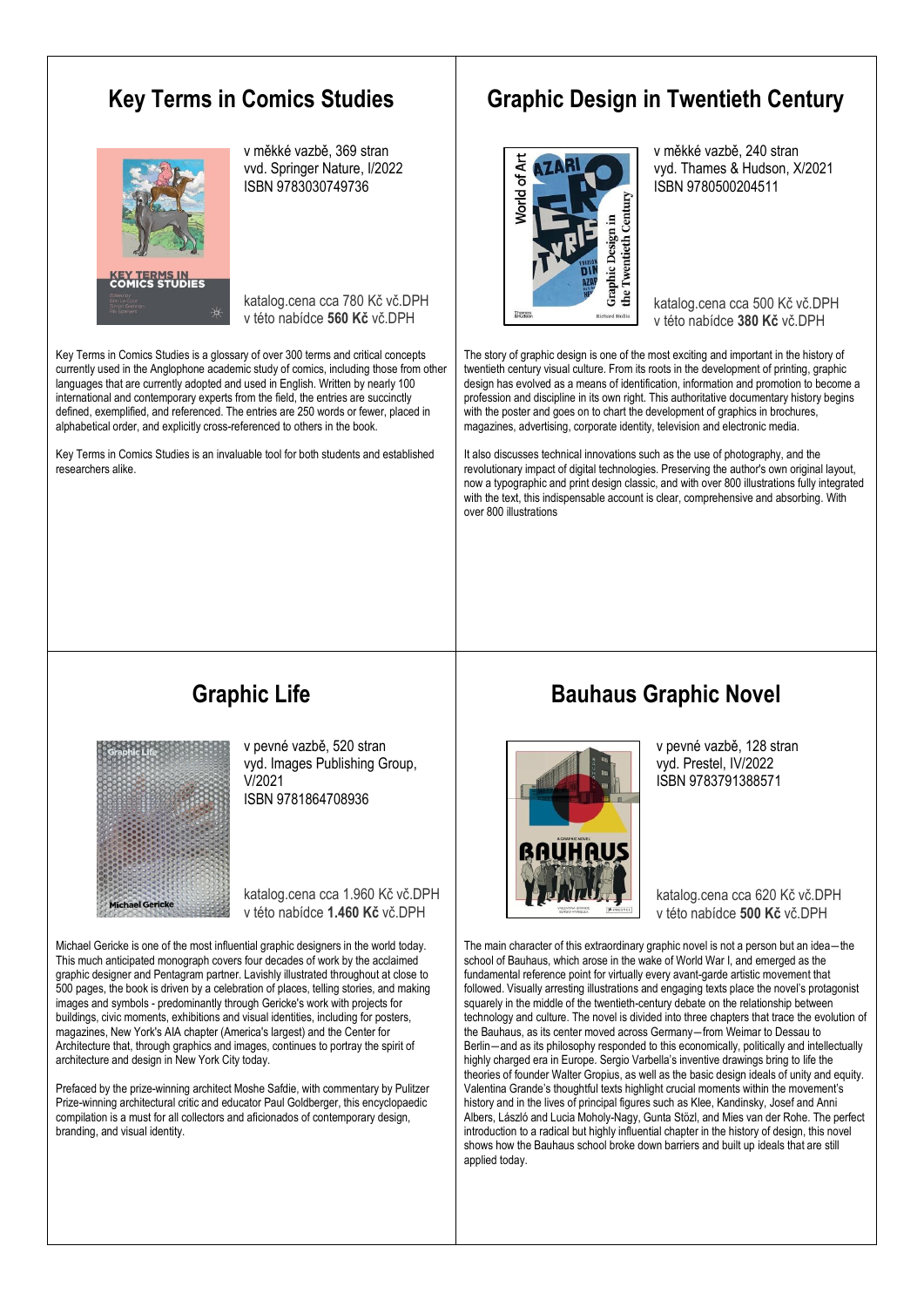## Key Terms in Comics Studies

v měkké vazbě, 369 stran
vvd. Springer Nature, I/2022
ISBN 9783030749736

katalog.cena cca 780 Kč vč.DPH
v této nabídce **560 Kč** vč.DPH

Key Terms in Comics Studies is a glossary of over 300 terms and critical concepts currently used in the Anglophone academic study of comics, including those from other languages that are currently adopted and used in English. Written by nearly 100 international and contemporary experts from the field, the entries are succinctly defined, exemplified, and referenced. The entries are 250 words or fewer, placed in alphabetical order, and explicitly cross-referenced to others in the book.

Key Terms in Comics Studies is an invaluable tool for both students and established researchers alike.

## Graphic Design in Twentieth Century

v měkké vazbě, 240 stran
vyd. Thames & Hudson, X/2021
ISBN 9780500204511

katalog.cena cca 500 Kč vč.DPH
v této nabídce **380 Kč** vč.DPH

The story of graphic design is one of the most exciting and important in the history of twentieth century visual culture. From its roots in the development of printing, graphic design has evolved as a means of identification, information and promotion to become a profession and discipline in its own right. This authoritative documentary history begins with the poster and goes on to chart the development of graphics in brochures, magazines, advertising, corporate identity, television and electronic media.

It also discusses technical innovations such as the use of photography, and the revolutionary impact of digital technologies. Preserving the author's own original layout, now a typographic and print design classic, and with over 800 illustrations fully integrated with the text, this indispensable account is clear, comprehensive and absorbing. With over 800 illustrations

## Graphic Life

v pevné vazbě, 520 stran
vyd. Images Publishing Group, V/2021
ISBN 9781864708936

katalog.cena cca 1.960 Kč vč.DPH
v této nabídce **1.460 Kč** vč.DPH

Michael Gericke is one of the most influential graphic designers in the world today. This much anticipated monograph covers four decades of work by the acclaimed graphic designer and Pentagram partner. Lavishly illustrated throughout at close to 500 pages, the book is driven by a celebration of places, telling stories, and making images and symbols - predominantly through Gericke's work with projects for buildings, civic moments, exhibitions and visual identities, including for posters, magazines, New York's AIA chapter (America's largest) and the Center for Architecture that, through graphics and images, continues to portray the spirit of architecture and design in New York City today.

Prefaced by the prize-winning architect Moshe Safdie, with commentary by Pulitzer Prize-winning architectural critic and educator Paul Goldberger, this encyclopaedic compilation is a must for all collectors and aficionados of contemporary design, branding, and visual identity.

## Bauhaus Graphic Novel

v pevné vazbě, 128 stran
vyd. Prestel, IV/2022
ISBN 9783791388571

katalog.cena cca 620 Kč vč.DPH
v této nabídce **500 Kč** vč.DPH

The main character of this extraordinary graphic novel is not a person but an idea—the school of Bauhaus, which arose in the wake of World War I, and emerged as the fundamental reference point for virtually every avant-garde artistic movement that followed. Visually arresting illustrations and engaging texts place the novel's protagonist squarely in the middle of the twentieth-century debate on the relationship between technology and culture. The novel is divided into three chapters that trace the evolution of the Bauhaus, as its center moved across Germany—from Weimar to Dessau to Berlin—and as its philosophy responded to this economically, politically and intellectually highly charged era in Europe. Sergio Varbella's inventive drawings bring to life the theories of founder Walter Gropius, as well as the basic design ideals of unity and equity. Valentina Grande's thoughtful texts highlight crucial moments within the movement's history and in the lives of principal figures such as Klee, Kandinsky, Josef and Anni Albers, László and Lucia Moholy-Nagy, Gunta Stözl, and Mies van der Rohe. The perfect introduction to a radical but highly influential chapter in the history of design, this novel shows how the Bauhaus school broke down barriers and built up ideals that are still applied today.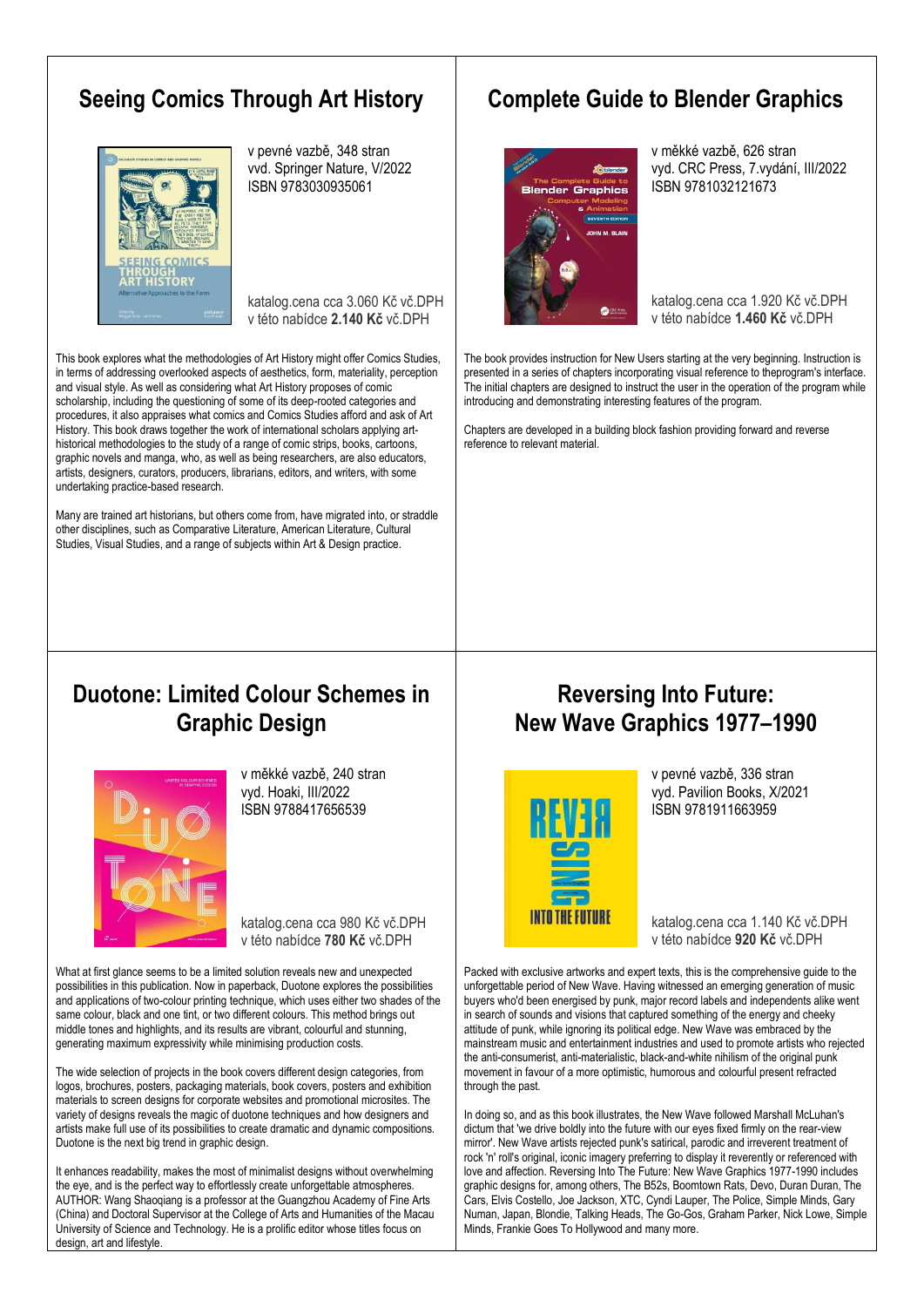## Seeing Comics Through Art History

v pevné vazbě, 348 stran
vyd. Springer Nature, V/2022
ISBN 9783030935061

katalog.cena cca 3.060 Kč vč.DPH
v této nabídce **2.140 Kč** vč.DPH

This book explores what the methodologies of Art History might offer Comics Studies, in terms of addressing overlooked aspects of aesthetics, form, materiality, perception and visual style. As well as considering what Art History proposes of comic scholarship, including the questioning of some of its deep-rooted categories and procedures, it also appraises what comics and Comics Studies afford and ask of Art History. This book draws together the work of international scholars applying art-historical methodologies to the study of a range of comic strips, books, cartoons, graphic novels and manga, who, as well as being researchers, are also educators, artists, designers, curators, producers, librarians, editors, and writers, with some undertaking practice-based research.

Many are trained art historians, but others come from, have migrated into, or straddle other disciplines, such as Comparative Literature, American Literature, Cultural Studies, Visual Studies, and a range of subjects within Art & Design practice.

## Complete Guide to Blender Graphics

v měkké vazbě, 626 stran
vyd. CRC Press, 7.vydání, III/2022
ISBN 9781032121673

katalog.cena cca 1.920 Kč vč.DPH
v této nabídce **1.460 Kč** vč.DPH

The book provides instruction for New Users starting at the very beginning. Instruction is presented in a series of chapters incorporating visual reference to theprogram's interface. The initial chapters are designed to instruct the user in the operation of the program while introducing and demonstrating interesting features of the program.

Chapters are developed in a building block fashion providing forward and reverse reference to relevant material.

## Duotone: Limited Colour Schemes in Graphic Design

v měkké vazbě, 240 stran
vyd. Hoaki, III/2022
ISBN 9788417656539

katalog.cena cca 980 Kč vč.DPH
v této nabídce **780 Kč** vč.DPH

What at first glance seems to be a limited solution reveals new and unexpected possibilities in this publication. Now in paperback, Duotone explores the possibilities and applications of two-colour printing technique, which uses either two shades of the same colour, black and one tint, or two different colours. This method brings out middle tones and highlights, and its results are vibrant, colourful and stunning, generating maximum expressivity while minimising production costs.

The wide selection of projects in the book covers different design categories, from logos, brochures, posters, packaging materials, book covers, posters and exhibition materials to screen designs for corporate websites and promotional microsites. The variety of designs reveals the magic of duotone techniques and how designers and artists make full use of its possibilities to create dramatic and dynamic compositions. Duotone is the next big trend in graphic design.

It enhances readability, makes the most of minimalist designs without overwhelming the eye, and is the perfect way to effortlessly create unforgettable atmospheres. AUTHOR: Wang Shaoqiang is a professor at the Guangzhou Academy of Fine Arts (China) and Doctoral Supervisor at the College of Arts and Humanities of the Macau University of Science and Technology. He is a prolific editor whose titles focus on design, art and lifestyle.

## Reversing Into Future: New Wave Graphics 1977–1990

v pevné vazbě, 336 stran
vyd. Pavilion Books, X/2021
ISBN 9781911663959

katalog.cena cca 1.140 Kč vč.DPH
v této nabídce **920 Kč** vč.DPH

Packed with exclusive artworks and expert texts, this is the comprehensive guide to the unforgettable period of New Wave. Having witnessed an emerging generation of music buyers who'd been energised by punk, major record labels and independents alike went in search of sounds and visions that captured something of the energy and cheeky attitude of punk, while ignoring its political edge. New Wave was embraced by the mainstream music and entertainment industries and used to promote artists who rejected the anti-consumerist, anti-materialistic, black-and-white nihilism of the original punk movement in favour of a more optimistic, humorous and colourful present refracted through the past.

In doing so, and as this book illustrates, the New Wave followed Marshall McLuhan's dictum that 'we drive boldly into the future with our eyes fixed firmly on the rear-view mirror'. New Wave artists rejected punk's satirical, parodic and irreverent treatment of rock 'n' roll's original, iconic imagery preferring to display it reverently or referenced with love and affection. Reversing Into The Future: New Wave Graphics 1977-1990 includes graphic designs for, among others, The B52s, Boomtown Rats, Devo, Duran Duran, The Cars, Elvis Costello, Joe Jackson, XTC, Cyndi Lauper, The Police, Simple Minds, Gary Numan, Japan, Blondie, Talking Heads, The Go-Gos, Graham Parker, Nick Lowe, Simple Minds, Frankie Goes To Hollywood and many more.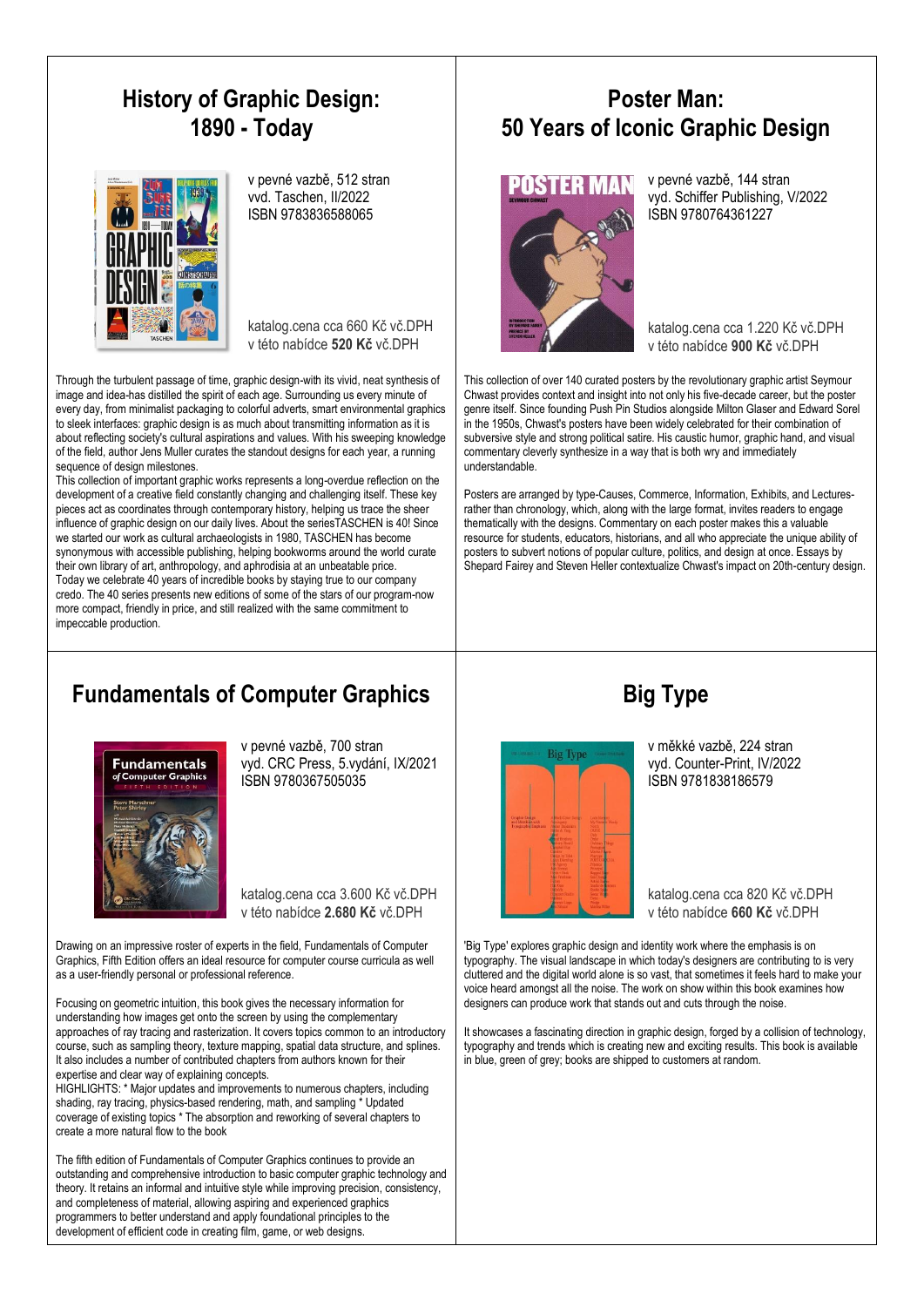## History of Graphic Design: 1890 - Today

v pevné vazbě, 512 stran
vvd. Taschen, II/2022
ISBN 9783836588065

katalog.cena cca 660 Kč vč.DPH
v této nabídce **520 Kč** vč.DPH

Through the turbulent passage of time, graphic design-with its vivid, neat synthesis of image and idea-has distilled the spirit of each age. Surrounding us every minute of every day, from minimalist packaging to colorful adverts, smart environmental graphics to sleek interfaces: graphic design is as much about transmitting information as it is about reflecting society's cultural aspirations and values. With his sweeping knowledge of the field, author Jens Muller curates the standout designs for each year, a running sequence of design milestones.
This collection of important graphic works represents a long-overdue reflection on the development of a creative field constantly changing and challenging itself. These key pieces act as coordinates through contemporary history, helping us trace the sheer influence of graphic design on our daily lives. About the seriesTASCHEN is 40! Since we started our work as cultural archaeologists in 1980, TASCHEN has become synonymous with accessible publishing, helping bookworms around the world curate their own library of art, anthropology, and aphrodisia at an unbeatable price.
Today we celebrate 40 years of incredible books by staying true to our company credo. The 40 series presents new editions of some of the stars of our program-now more compact, friendly in price, and still realized with the same commitment to impeccable production.

## Poster Man: 50 Years of Iconic Graphic Design

v pevné vazbě, 144 stran
vyd. Schiffer Publishing, V/2022
ISBN 9780764361227

katalog.cena cca 1.220 Kč vč.DPH
v této nabídce **900 Kč** vč.DPH

This collection of over 140 curated posters by the revolutionary graphic artist Seymour Chwast provides context and insight into not only his five-decade career, but the poster genre itself. Since founding Push Pin Studios alongside Milton Glaser and Edward Sorel in the 1950s, Chwast's posters have been widely celebrated for their combination of subversive style and strong political satire. His caustic humor, graphic hand, and visual commentary cleverly synthesize in a way that is both wry and immediately understandable.

Posters are arranged by type-Causes, Commerce, Information, Exhibits, and Lectures-rather than chronology, which, along with the large format, invites readers to engage thematically with the designs. Commentary on each poster makes this a valuable resource for students, educators, historians, and all who appreciate the unique ability of posters to subvert notions of popular culture, politics, and design at once. Essays by Shepard Fairey and Steven Heller contextualize Chwast's impact on 20th-century design.

## Fundamentals of Computer Graphics

v pevné vazbě, 700 stran
vyd. CRC Press, 5.vydání, IX/2021
ISBN 9780367505035

katalog.cena cca 3.600 Kč vč.DPH
v této nabídce **2.680 Kč** vč.DPH

Drawing on an impressive roster of experts in the field, Fundamentals of Computer Graphics, Fifth Edition offers an ideal resource for computer course curricula as well as a user-friendly personal or professional reference.

Focusing on geometric intuition, this book gives the necessary information for understanding how images get onto the screen by using the complementary approaches of ray tracing and rasterization. It covers topics common to an introductory course, such as sampling theory, texture mapping, spatial data structure, and splines. It also includes a number of contributed chapters from authors known for their expertise and clear way of explaining concepts.
HIGHLIGHTS: * Major updates and improvements to numerous chapters, including shading, ray tracing, physics-based rendering, math, and sampling * Updated coverage of existing topics * The absorption and reworking of several chapters to create a more natural flow to the book

The fifth edition of Fundamentals of Computer Graphics continues to provide an outstanding and comprehensive introduction to basic computer graphic technology and theory. It retains an informal and intuitive style while improving precision, consistency, and completeness of material, allowing aspiring and experienced graphics programmers to better understand and apply foundational principles to the development of efficient code in creating film, game, or web designs.

## Big Type

v měkké vazbě, 224 stran
vyd. Counter-Print, IV/2022
ISBN 9781838186579

katalog.cena cca 820 Kč vč.DPH
v této nabídce **660 Kč** vč.DPH

'Big Type' explores graphic design and identity work where the emphasis is on typography. The visual landscape in which today's designers are contributing to is very cluttered and the digital world alone is so vast, that sometimes it feels hard to make your voice heard amongst all the noise. The work on show within this book examines how designers can produce work that stands out and cuts through the noise.

It showcases a fascinating direction in graphic design, forged by a collision of technology, typography and trends which is creating new and exciting results. This book is available in blue, green of grey; books are shipped to customers at random.